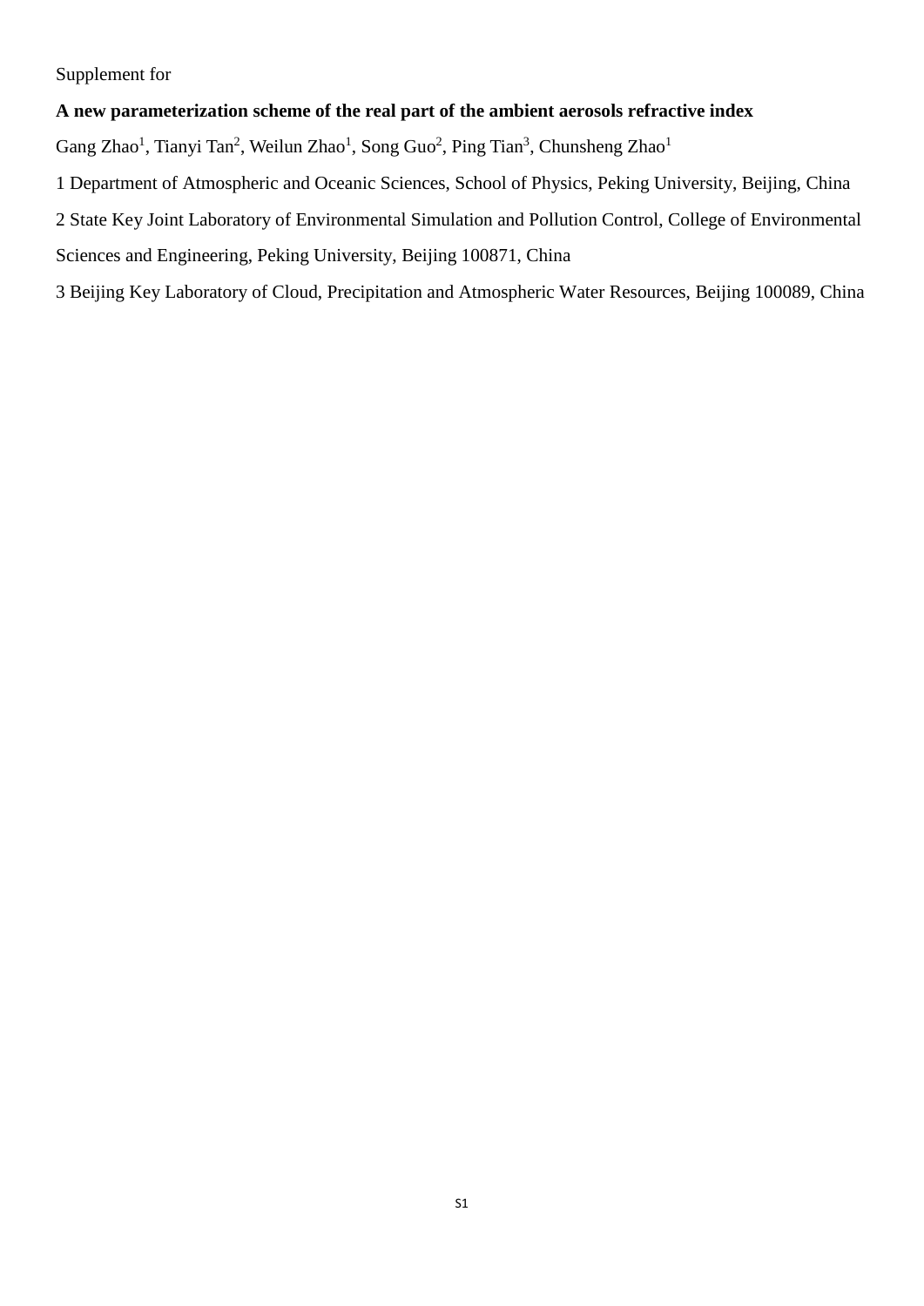Supplement for

**A new parameterization scheme of the real part of the ambient aerosols refractive index**

Gang Zhao[1], Tianyi Tan[2], Weilun Zhao[1], Song Guo[2], Ping Tian[3], Chunsheng Zhao[1]

1 Department of Atmospheric and Oceanic Sciences, School of Physics, Peking University, Beijing, China

2 State Key Joint Laboratory of Environmental Simulation and Pollution Control, College of Environmental Sciences and Engineering, Peking University, Beijing 100871, China

3 Beijing Key Laboratory of Cloud, Precipitation and Atmospheric Water Resources, Beijing 100089, China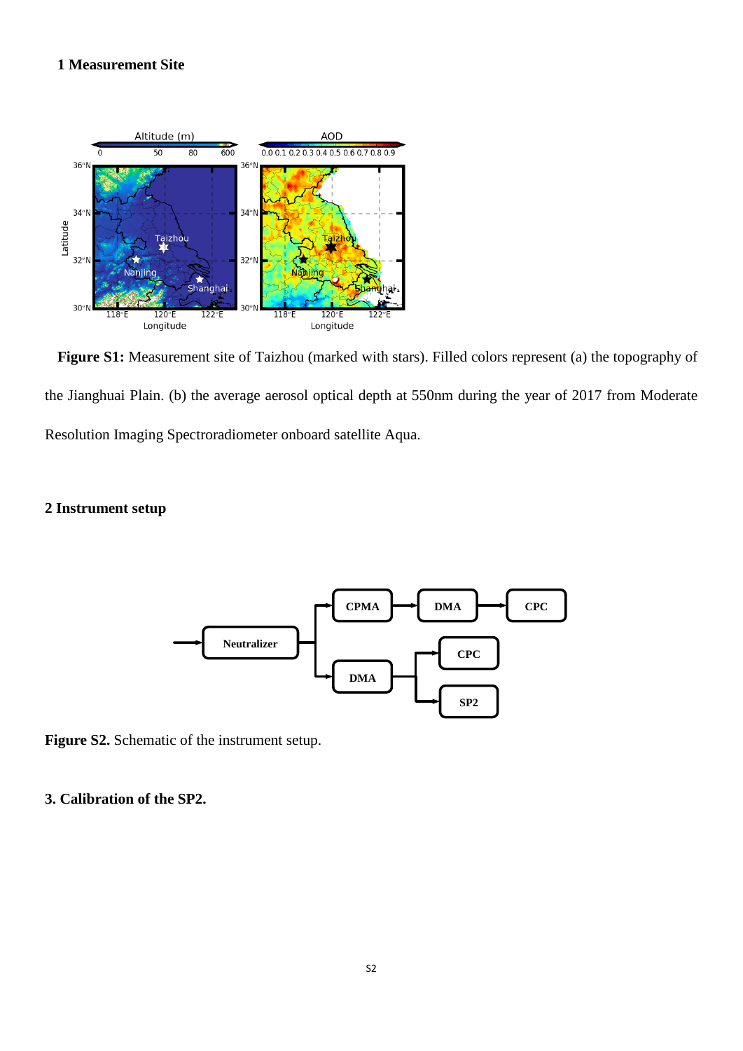## 1 Measurement Site

**Figure S1:** Measurement site of Taizhou (marked with stars). Filled colors represent (a) the topography of the Jianghuai Plain. (b) the average aerosol optical depth at 550nm during the year of 2017 from Moderate Resolution Imaging Spectroradiometer onboard satellite Aqua.

## 2 Instrument setup

**Figure S2.** Schematic of the instrument setup.

## 3. Calibration of the SP2.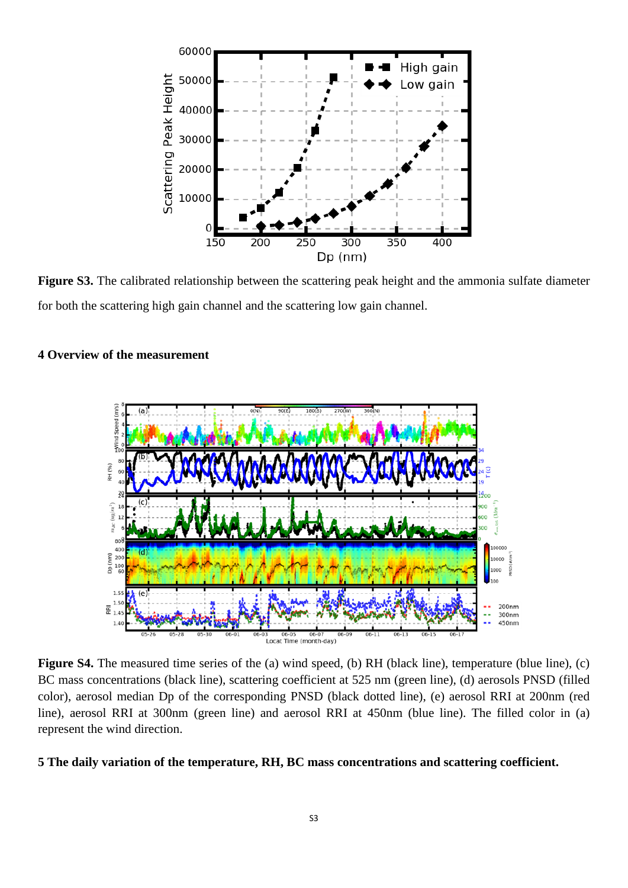**Figure S3.** The calibrated relationship between the scattering peak height and the ammonia sulfate diameter for both the scattering high gain channel and the scattering low gain channel.

### 4 Overview of the measurement

**Figure S4.** The measured time series of the (a) wind speed, (b) RH (black line), temperature (blue line), (c) BC mass concentrations (black line), scattering coefficient at 525 nm (green line), (d) aerosols PNSD (filled color), aerosol median Dp of the corresponding PNSD (black dotted line), (e) aerosol RRI at 200nm (red line), aerosol RRI at 300nm (green line) and aerosol RRI at 450nm (blue line). The filled color in (a) represent the wind direction.

### 5 The daily variation of the temperature, RH, BC mass concentrations and scattering coefficient.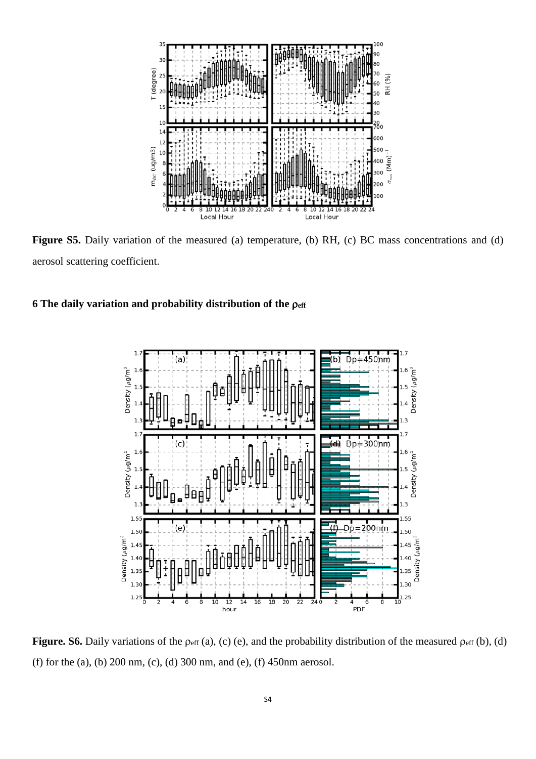**Figure S5.** Daily variation of the measured (a) temperature, (b) RH, (c) BC mass concentrations and (d) aerosol scattering coefficient.

## 6 The daily variation and probability distribution of the $\rho_{eff}$

**Figure. S6.** Daily variations of the $\rho_{eff}$ (a), (c) (e), and the probability distribution of the measured $\rho_{eff}$ (b), (d) (f) for the (a), (b) 200 nm, (c), (d) 300 nm, and (e), (f) 450nm aerosol.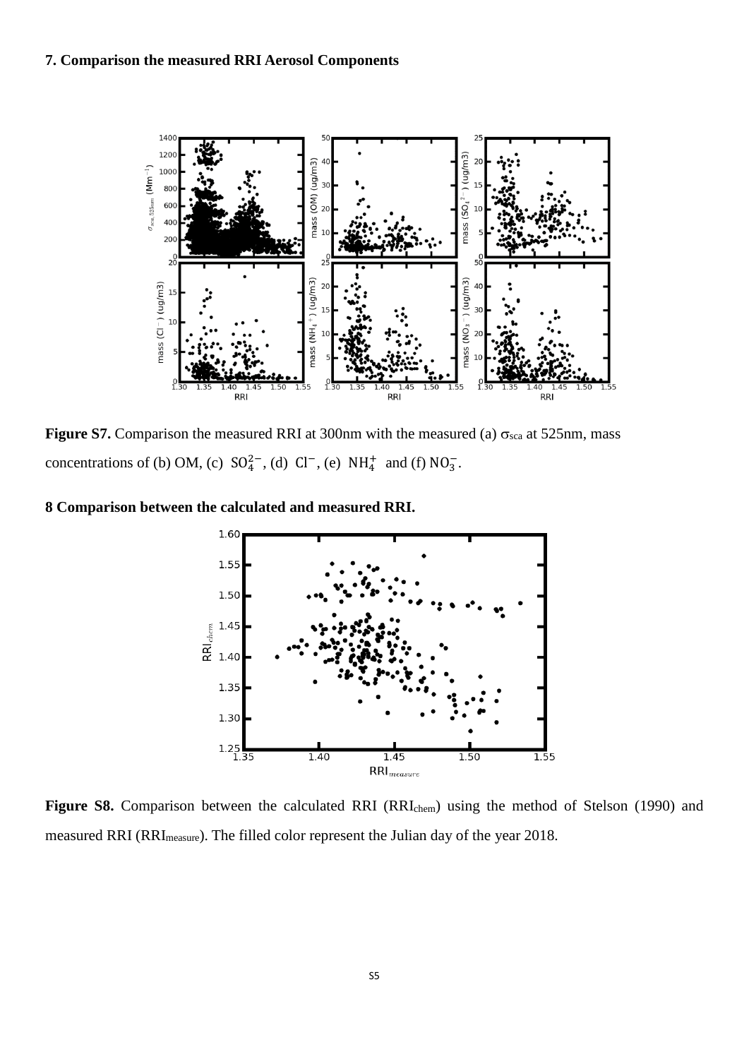**7. Comparison the measured RRI Aerosol Components**

**Figure S7.** Comparison the measured RRI at 300nm with the measured (a) $\sigma_{sca}$ at 525nm, mass concentrations of (b) OM, (c) $SO_4^{2-}$, (d) $Cl^-$, (e) $NH_4^+$ and (f) $NO_3^-$.

**8 Comparison between the calculated and measured RRI.**

**Figure S8.** Comparison between the calculated RRI ($RRI_{chem}$) using the method of Stelson (1990) and measured RRI ($RRI_{measure}$). The filled color represent the Julian day of the year 2018.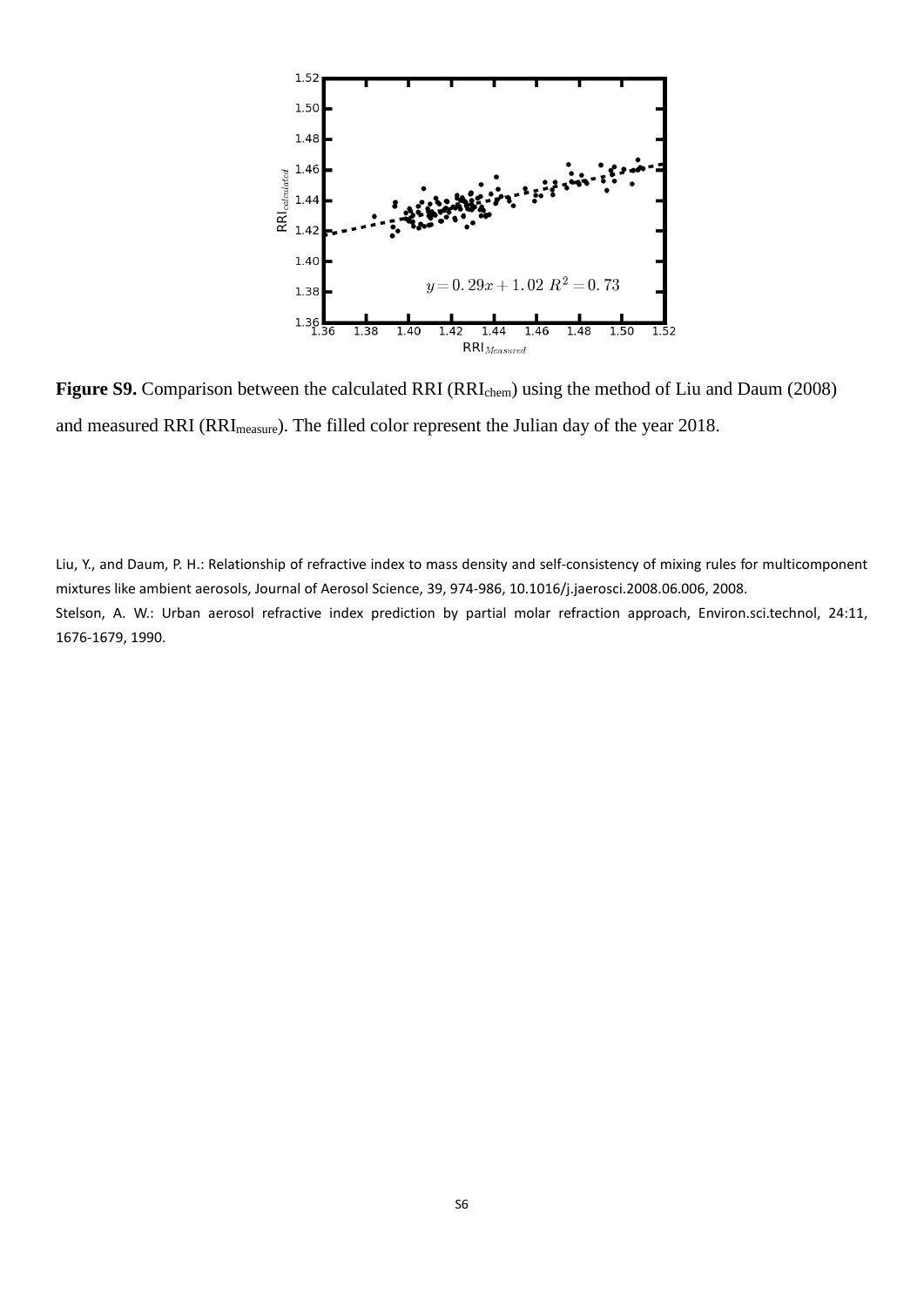1.52
1.50
1.48
1.46
1.44
1.42
1.40
1.38
1.36

$RRI_{calculated}$

$y = 0.29x + 1.02$ $R^2 = 0.73$

1.36 1.38 1.40 1.42 1.44 1.46 1.48 1.50 1.52

$RRI_{Measured}$

**Figure S9.** Comparison between the calculated RRI ($RRI_{chem}$) using the method of Liu and Daum (2008) and measured RRI ($RRI_{measure}$). The filled color represent the Julian day of the year 2018.

Liu, Y., and Daum, P. H.: Relationship of refractive index to mass density and self-consistency of mixing rules for multicomponent mixtures like ambient aerosols, Journal of Aerosol Science, 39, 974-986, 10.1016/j.jaerosci.2008.06.006, 2008.

Stelson, A. W.: Urban aerosol refractive index prediction by partial molar refraction approach, Environ.sci.technol, 24:11, 1676-1679, 1990.